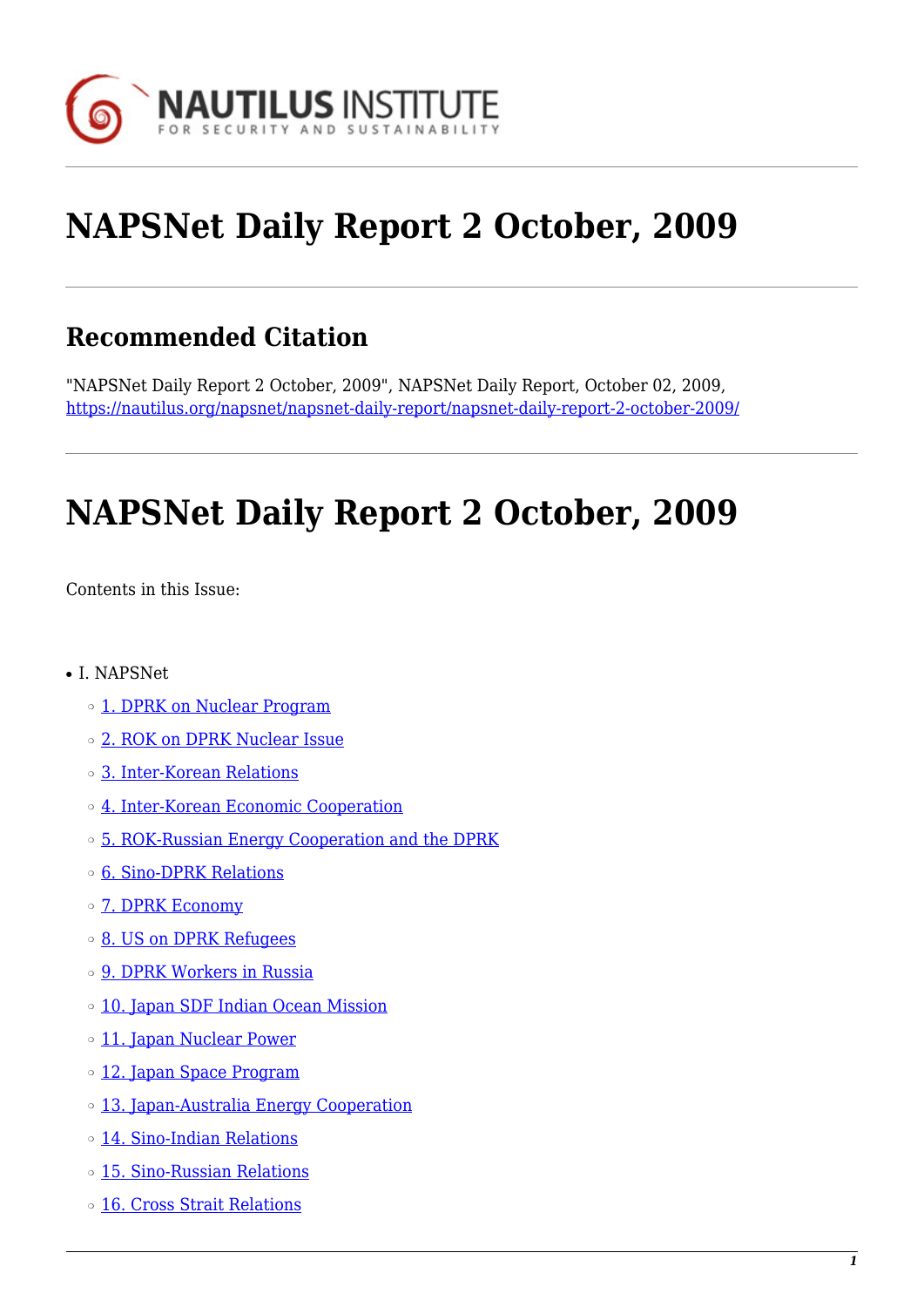# NAPSNet Daily Report 2 October, 2009

## Recommended Citation

"NAPSNet Daily Report 2 October, 2009", NAPSNet Daily Report, October 02, 2009, https://nautilus.org/napsnet/napsnet-daily-report/napsnet-daily-report-2-october-2009/

# NAPSNet Daily Report 2 October, 2009

Contents in this Issue:

- I. NAPSNet
  - 1. DPRK on Nuclear Program
  - 2. ROK on DPRK Nuclear Issue
  - 3. Inter-Korean Relations
  - 4. Inter-Korean Economic Cooperation
  - 5. ROK-Russian Energy Cooperation and the DPRK
  - 6. Sino-DPRK Relations
  - 7. DPRK Economy
  - 8. US on DPRK Refugees
  - 9. DPRK Workers in Russia
  - 10. Japan SDF Indian Ocean Mission
  - 11. Japan Nuclear Power
  - 12. Japan Space Program
  - 13. Japan-Australia Energy Cooperation
  - 14. Sino-Indian Relations
  - 15. Sino-Russian Relations
  - 16. Cross Strait Relations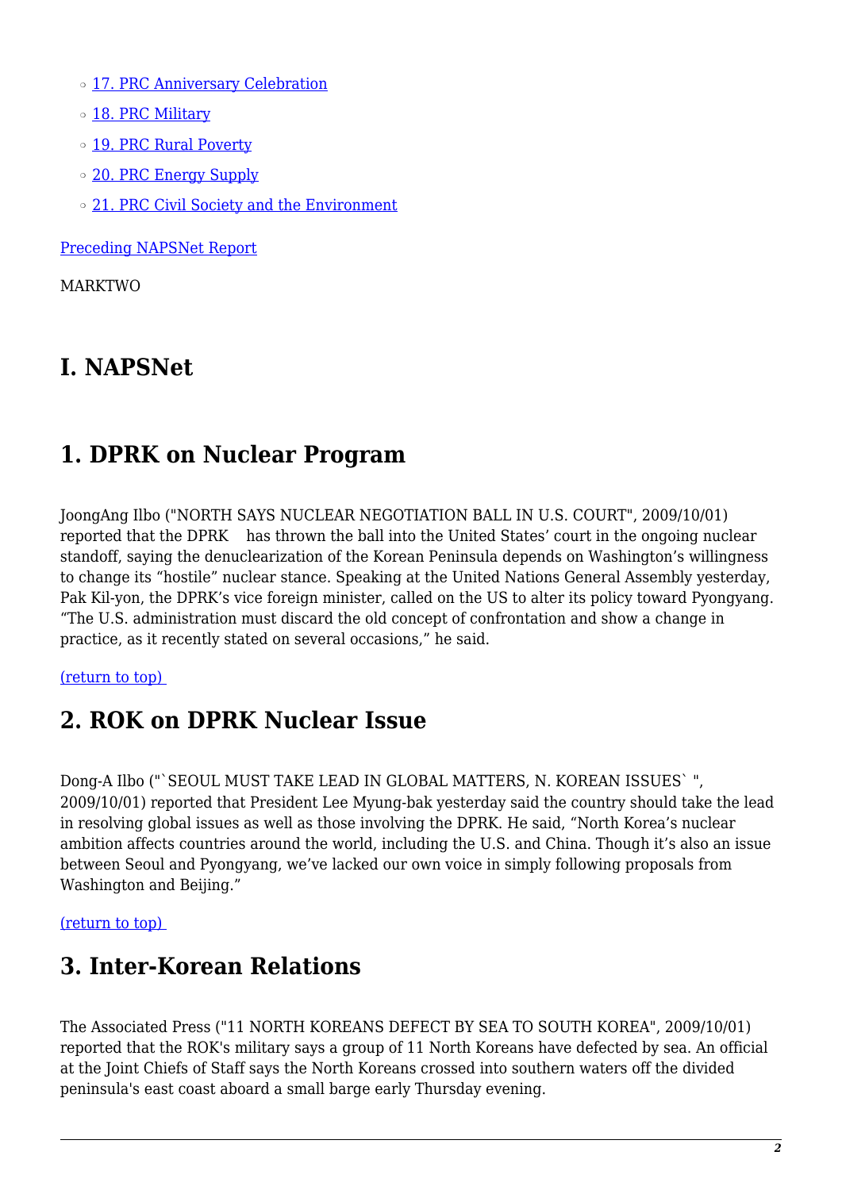- 17. PRC Anniversary Celebration
- 18. PRC Military
- 19. PRC Rural Poverty
- 20. PRC Energy Supply
- 21. PRC Civil Society and the Environment

Preceding NAPSNet Report

MARKTWO

# I. NAPSNet

## 1. DPRK on Nuclear Program

JoongAng Ilbo ("NORTH SAYS NUCLEAR NEGOTIATION BALL IN U.S. COURT", 2009/10/01) reported that the DPRK has thrown the ball into the United States' court in the ongoing nuclear standoff, saying the denuclearization of the Korean Peninsula depends on Washington's willingness to change its "hostile" nuclear stance. Speaking at the United Nations General Assembly yesterday, Pak Kil-yon, the DPRK's vice foreign minister, called on the US to alter its policy toward Pyongyang. "The U.S. administration must discard the old concept of confrontation and show a change in practice, as it recently stated on several occasions," he said.

(return to top)

## 2. ROK on DPRK Nuclear Issue

Dong-A Ilbo ("`SEOUL MUST TAKE LEAD IN GLOBAL MATTERS, N. KOREAN ISSUES` ", 2009/10/01) reported that President Lee Myung-bak yesterday said the country should take the lead in resolving global issues as well as those involving the DPRK. He said, "North Korea's nuclear ambition affects countries around the world, including the U.S. and China. Though it's also an issue between Seoul and Pyongyang, we've lacked our own voice in simply following proposals from Washington and Beijing."

(return to top)

## 3. Inter-Korean Relations

The Associated Press ("11 NORTH KOREANS DEFECT BY SEA TO SOUTH KOREA", 2009/10/01) reported that the ROK's military says a group of 11 North Koreans have defected by sea. An official at the Joint Chiefs of Staff says the North Koreans crossed into southern waters off the divided peninsula's east coast aboard a small barge early Thursday evening.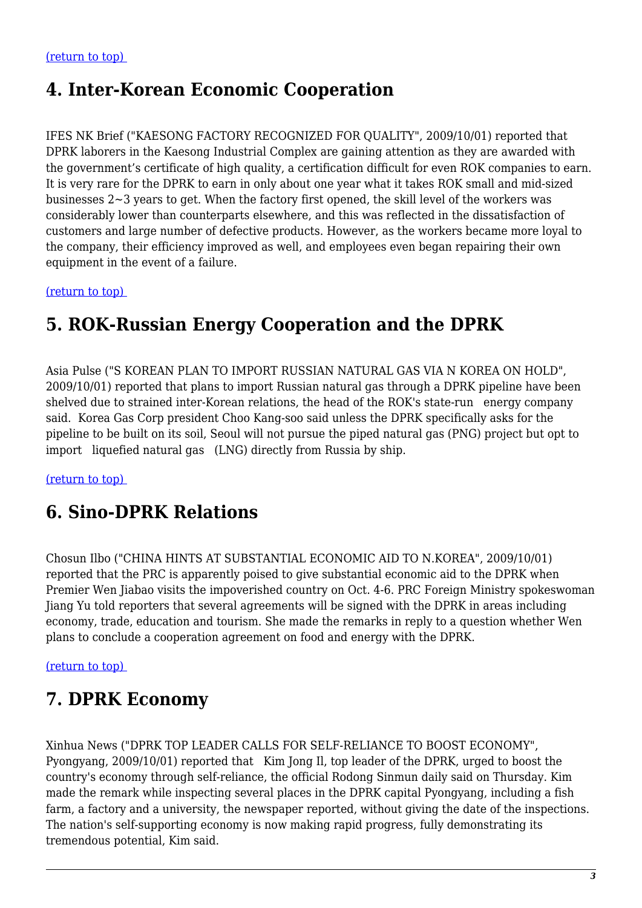[(return to top)](#)

## 4. Inter-Korean Economic Cooperation

IFES NK Brief ("KAESONG FACTORY RECOGNIZED FOR QUALITY", 2009/10/01) reported that DPRK laborers in the Kaesong Industrial Complex are gaining attention as they are awarded with the government's certificate of high quality, a certification difficult for even ROK companies to earn. It is very rare for the DPRK to earn in only about one year what it takes ROK small and mid-sized businesses 2~3 years to get. When the factory first opened, the skill level of the workers was considerably lower than counterparts elsewhere, and this was reflected in the dissatisfaction of customers and large number of defective products. However, as the workers became more loyal to the company, their efficiency improved as well, and employees even began repairing their own equipment in the event of a failure.

[(return to top)](#)

## 5. ROK-Russian Energy Cooperation and the DPRK

Asia Pulse ("S KOREAN PLAN TO IMPORT RUSSIAN NATURAL GAS VIA N KOREA ON HOLD", 2009/10/01) reported that plans to import Russian natural gas through a DPRK pipeline have been shelved due to strained inter-Korean relations, the head of the ROK's state-run energy company said. Korea Gas Corp president Choo Kang-soo said unless the DPRK specifically asks for the pipeline to be built on its soil, Seoul will not pursue the piped natural gas (PNG) project but opt to import liquefied natural gas (LNG) directly from Russia by ship.

[(return to top)](#)

## 6. Sino-DPRK Relations

Chosun Ilbo ("CHINA HINTS AT SUBSTANTIAL ECONOMIC AID TO N.KOREA", 2009/10/01) reported that the PRC is apparently poised to give substantial economic aid to the DPRK when Premier Wen Jiabao visits the impoverished country on Oct. 4-6. PRC Foreign Ministry spokeswoman Jiang Yu told reporters that several agreements will be signed with the DPRK in areas including economy, trade, education and tourism. She made the remarks in reply to a question whether Wen plans to conclude a cooperation agreement on food and energy with the DPRK.

[(return to top)](#)

## 7. DPRK Economy

Xinhua News ("DPRK TOP LEADER CALLS FOR SELF-RELIANCE TO BOOST ECONOMY", Pyongyang, 2009/10/01) reported that Kim Jong Il, top leader of the DPRK, urged to boost the country's economy through self-reliance, the official Rodong Sinmun daily said on Thursday. Kim made the remark while inspecting several places in the DPRK capital Pyongyang, including a fish farm, a factory and a university, the newspaper reported, without giving the date of the inspections. The nation's self-supporting economy is now making rapid progress, fully demonstrating its tremendous potential, Kim said.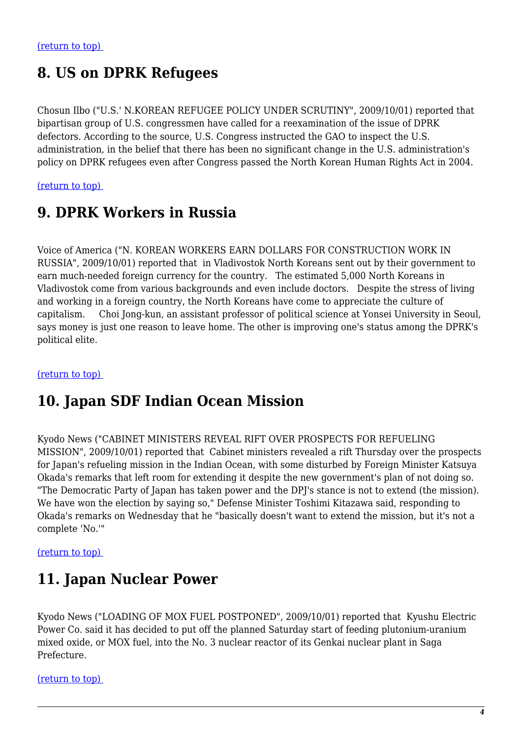(return to top)

## 8. US on DPRK Refugees

Chosun Ilbo ("U.S.' N.KOREAN REFUGEE POLICY UNDER SCRUTINY", 2009/10/01) reported that bipartisan group of U.S. congressmen have called for a reexamination of the issue of DPRK defectors. According to the source, U.S. Congress instructed the GAO to inspect the U.S. administration, in the belief that there has been no significant change in the U.S. administration's policy on DPRK refugees even after Congress passed the North Korean Human Rights Act in 2004.

(return to top)

## 9. DPRK Workers in Russia

Voice of America ("N. KOREAN WORKERS EARN DOLLARS FOR CONSTRUCTION WORK IN RUSSIA", 2009/10/01) reported that in Vladivostok North Koreans sent out by their government to earn much-needed foreign currency for the country. The estimated 5,000 North Koreans in Vladivostok come from various backgrounds and even include doctors. Despite the stress of living and working in a foreign country, the North Koreans have come to appreciate the culture of capitalism. Choi Jong-kun, an assistant professor of political science at Yonsei University in Seoul, says money is just one reason to leave home. The other is improving one's status among the DPRK's political elite.

(return to top)

## 10. Japan SDF Indian Ocean Mission

Kyodo News ("CABINET MINISTERS REVEAL RIFT OVER PROSPECTS FOR REFUELING MISSION", 2009/10/01) reported that Cabinet ministers revealed a rift Thursday over the prospects for Japan's refueling mission in the Indian Ocean, with some disturbed by Foreign Minister Katsuya Okada's remarks that left room for extending it despite the new government's plan of not doing so. "The Democratic Party of Japan has taken power and the DPJ's stance is not to extend (the mission). We have won the election by saying so," Defense Minister Toshimi Kitazawa said, responding to Okada's remarks on Wednesday that he "basically doesn't want to extend the mission, but it's not a complete 'No.'"

(return to top)

## 11. Japan Nuclear Power

Kyodo News ("LOADING OF MOX FUEL POSTPONED", 2009/10/01) reported that Kyushu Electric Power Co. said it has decided to put off the planned Saturday start of feeding plutonium-uranium mixed oxide, or MOX fuel, into the No. 3 nuclear reactor of its Genkai nuclear plant in Saga Prefecture.

(return to top)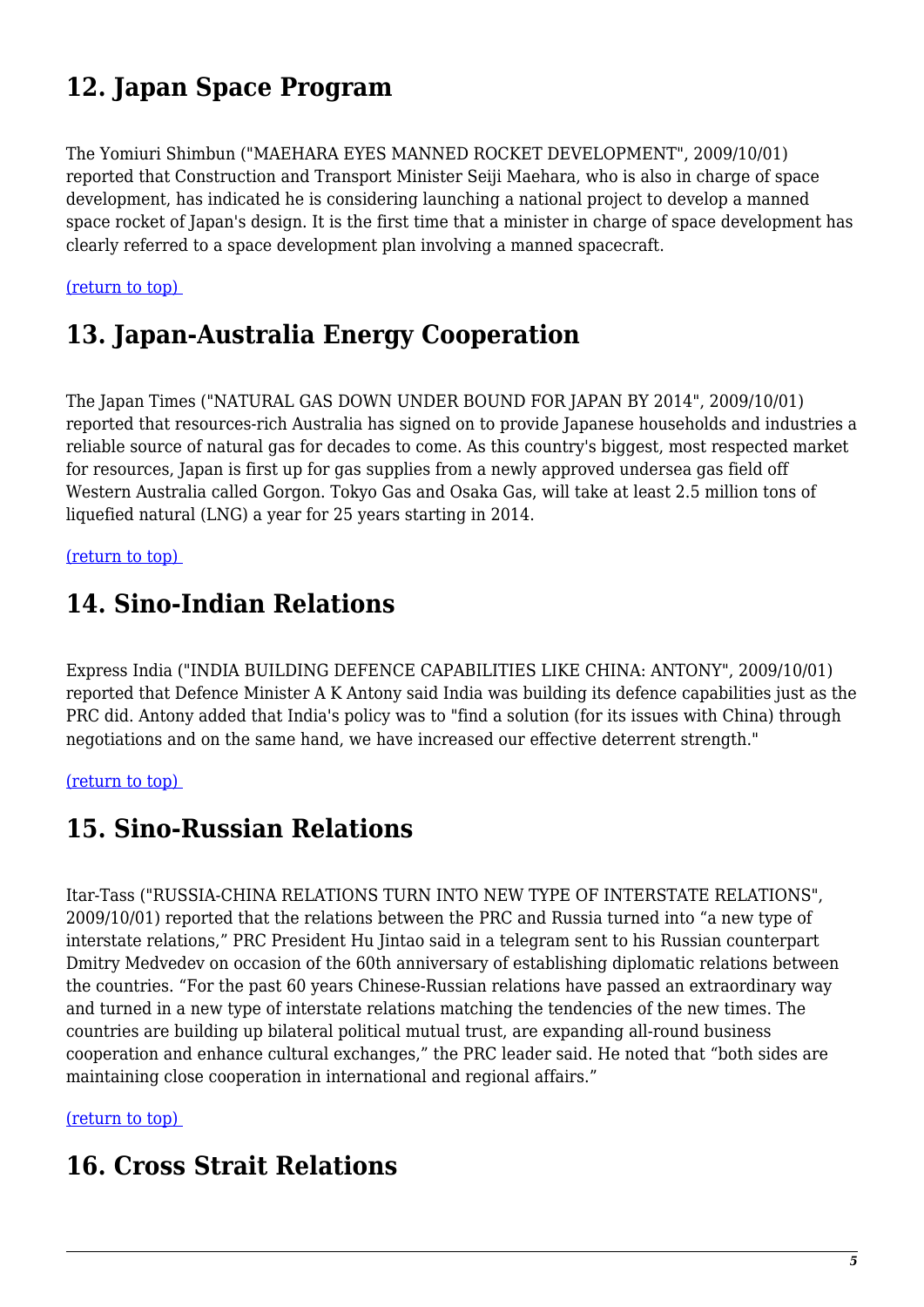## 12. Japan Space Program

The Yomiuri Shimbun ("MAEHARA EYES MANNED ROCKET DEVELOPMENT", 2009/10/01) reported that Construction and Transport Minister Seiji Maehara, who is also in charge of space development, has indicated he is considering launching a national project to develop a manned space rocket of Japan's design. It is the first time that a minister in charge of space development has clearly referred to a space development plan involving a manned spacecraft.

(return to top)

## 13. Japan-Australia Energy Cooperation

The Japan Times ("NATURAL GAS DOWN UNDER BOUND FOR JAPAN BY 2014", 2009/10/01) reported that resources-rich Australia has signed on to provide Japanese households and industries a reliable source of natural gas for decades to come. As this country's biggest, most respected market for resources, Japan is first up for gas supplies from a newly approved undersea gas field off Western Australia called Gorgon. Tokyo Gas and Osaka Gas, will take at least 2.5 million tons of liquefied natural (LNG) a year for 25 years starting in 2014.

(return to top)

## 14. Sino-Indian Relations

Express India ("INDIA BUILDING DEFENCE CAPABILITIES LIKE CHINA: ANTONY", 2009/10/01) reported that Defence Minister A K Antony said India was building its defence capabilities just as the PRC did. Antony added that India's policy was to "find a solution (for its issues with China) through negotiations and on the same hand, we have increased our effective deterrent strength."

(return to top)

## 15. Sino-Russian Relations

Itar-Tass ("RUSSIA-CHINA RELATIONS TURN INTO NEW TYPE OF INTERSTATE RELATIONS", 2009/10/01) reported that the relations between the PRC and Russia turned into "a new type of interstate relations," PRC President Hu Jintao said in a telegram sent to his Russian counterpart Dmitry Medvedev on occasion of the 60th anniversary of establishing diplomatic relations between the countries. "For the past 60 years Chinese-Russian relations have passed an extraordinary way and turned in a new type of interstate relations matching the tendencies of the new times. The countries are building up bilateral political mutual trust, are expanding all-round business cooperation and enhance cultural exchanges," the PRC leader said. He noted that "both sides are maintaining close cooperation in international and regional affairs."

(return to top)

## 16. Cross Strait Relations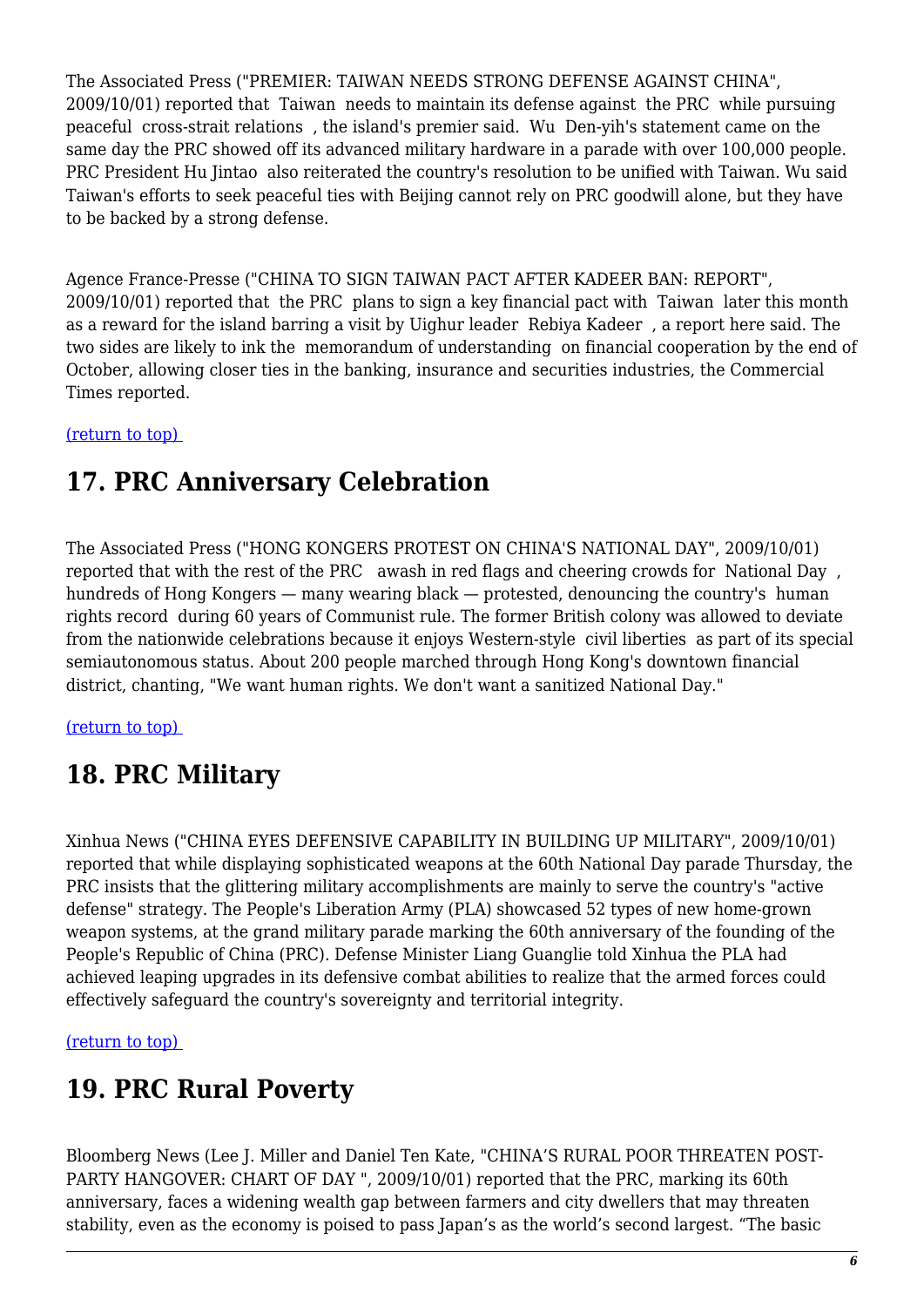The Associated Press ("PREMIER: TAIWAN NEEDS STRONG DEFENSE AGAINST CHINA", 2009/10/01) reported that Taiwan needs to maintain its defense against the PRC while pursuing peaceful cross-strait relations , the island's premier said. Wu Den-yih's statement came on the same day the PRC showed off its advanced military hardware in a parade with over 100,000 people. PRC President Hu Jintao also reiterated the country's resolution to be unified with Taiwan. Wu said Taiwan's efforts to seek peaceful ties with Beijing cannot rely on PRC goodwill alone, but they have to be backed by a strong defense.

Agence France-Presse ("CHINA TO SIGN TAIWAN PACT AFTER KADEER BAN: REPORT", 2009/10/01) reported that the PRC plans to sign a key financial pact with Taiwan later this month as a reward for the island barring a visit by Uighur leader Rebiya Kadeer , a report here said. The two sides are likely to ink the memorandum of understanding on financial cooperation by the end of October, allowing closer ties in the banking, insurance and securities industries, the Commercial Times reported.

(return to top)

## 17. PRC Anniversary Celebration

The Associated Press ("HONG KONGERS PROTEST ON CHINA'S NATIONAL DAY", 2009/10/01) reported that with the rest of the PRC awash in red flags and cheering crowds for National Day , hundreds of Hong Kongers — many wearing black — protested, denouncing the country's human rights record during 60 years of Communist rule. The former British colony was allowed to deviate from the nationwide celebrations because it enjoys Western-style civil liberties as part of its special semiautonomous status. About 200 people marched through Hong Kong's downtown financial district, chanting, "We want human rights. We don't want a sanitized National Day."

(return to top)

## 18. PRC Military

Xinhua News ("CHINA EYES DEFENSIVE CAPABILITY IN BUILDING UP MILITARY", 2009/10/01) reported that while displaying sophisticated weapons at the 60th National Day parade Thursday, the PRC insists that the glittering military accomplishments are mainly to serve the country's "active defense" strategy. The People's Liberation Army (PLA) showcased 52 types of new home-grown weapon systems, at the grand military parade marking the 60th anniversary of the founding of the People's Republic of China (PRC). Defense Minister Liang Guanglie told Xinhua the PLA had achieved leaping upgrades in its defensive combat abilities to realize that the armed forces could effectively safeguard the country's sovereignty and territorial integrity.

(return to top)

## 19. PRC Rural Poverty

Bloomberg News (Lee J. Miller and Daniel Ten Kate, "CHINA'S RURAL POOR THREATEN POST-PARTY HANGOVER: CHART OF DAY ", 2009/10/01) reported that the PRC, marking its 60th anniversary, faces a widening wealth gap between farmers and city dwellers that may threaten stability, even as the economy is poised to pass Japan's as the world's second largest. "The basic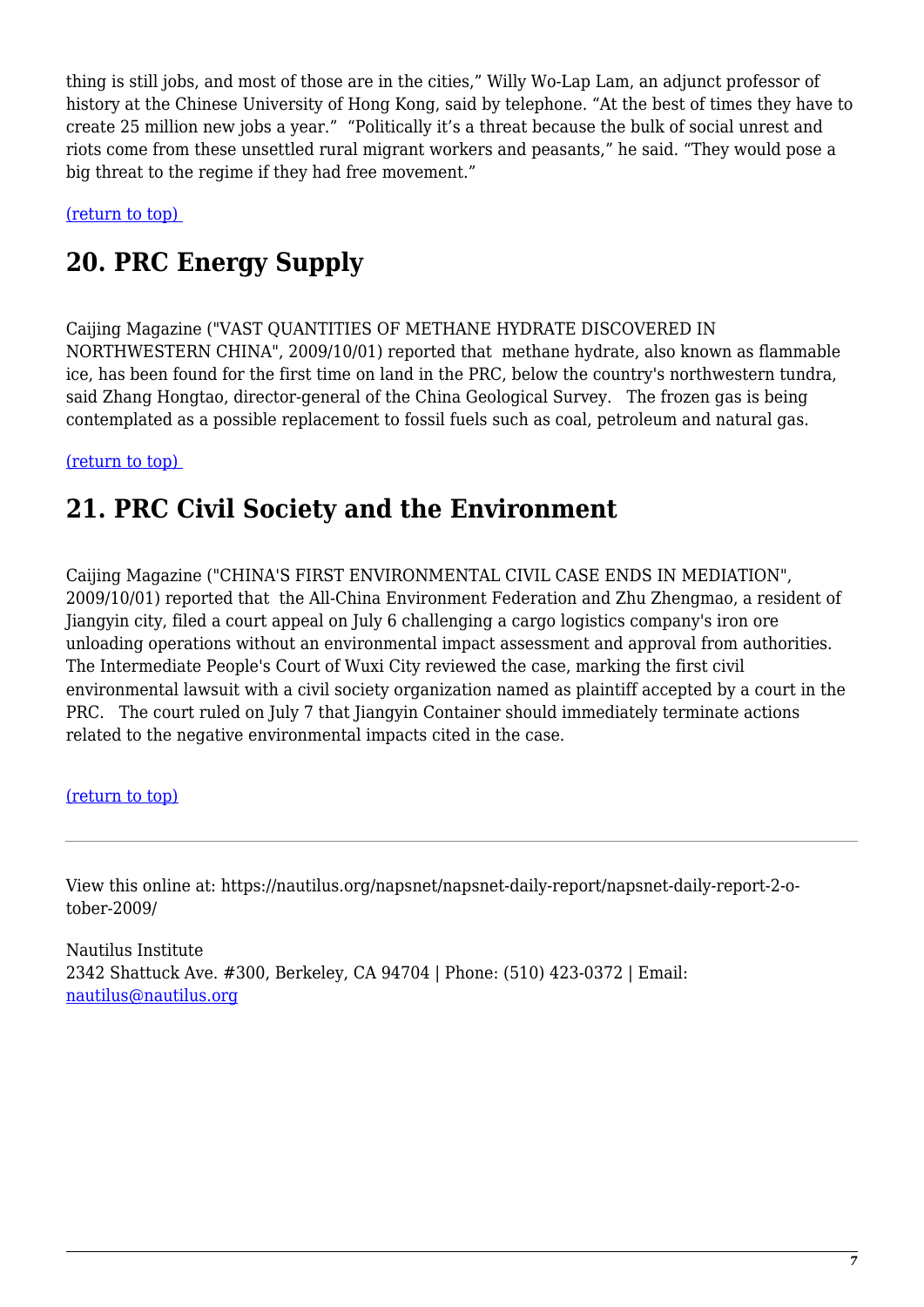thing is still jobs, and most of those are in the cities," Willy Wo-Lap Lam, an adjunct professor of history at the Chinese University of Hong Kong, said by telephone. "At the best of times they have to create 25 million new jobs a year." "Politically it's a threat because the bulk of social unrest and riots come from these unsettled rural migrant workers and peasants," he said. "They would pose a big threat to the regime if they had free movement."

(return to top)

## 20. PRC Energy Supply

Caijing Magazine ("VAST QUANTITIES OF METHANE HYDRATE DISCOVERED IN NORTHWESTERN CHINA", 2009/10/01) reported that methane hydrate, also known as flammable ice, has been found for the first time on land in the PRC, below the country's northwestern tundra, said Zhang Hongtao, director-general of the China Geological Survey. The frozen gas is being contemplated as a possible replacement to fossil fuels such as coal, petroleum and natural gas.

(return to top)

## 21. PRC Civil Society and the Environment

Caijing Magazine ("CHINA'S FIRST ENVIRONMENTAL CIVIL CASE ENDS IN MEDIATION", 2009/10/01) reported that the All-China Environment Federation and Zhu Zhengmao, a resident of Jiangyin city, filed a court appeal on July 6 challenging a cargo logistics company's iron ore unloading operations without an environmental impact assessment and approval from authorities. The Intermediate People's Court of Wuxi City reviewed the case, marking the first civil environmental lawsuit with a civil society organization named as plaintiff accepted by a court in the PRC. The court ruled on July 7 that Jiangyin Container should immediately terminate actions related to the negative environmental impacts cited in the case.

(return to top)

---

View this online at: https://nautilus.org/napsnet/napsnet-daily-report/napsnet-daily-report-2-o-tober-2009/

Nautilus Institute
2342 Shattuck Ave. #300, Berkeley, CA 94704 | Phone: (510) 423-0372 | Email: nautilus@nautilus.org